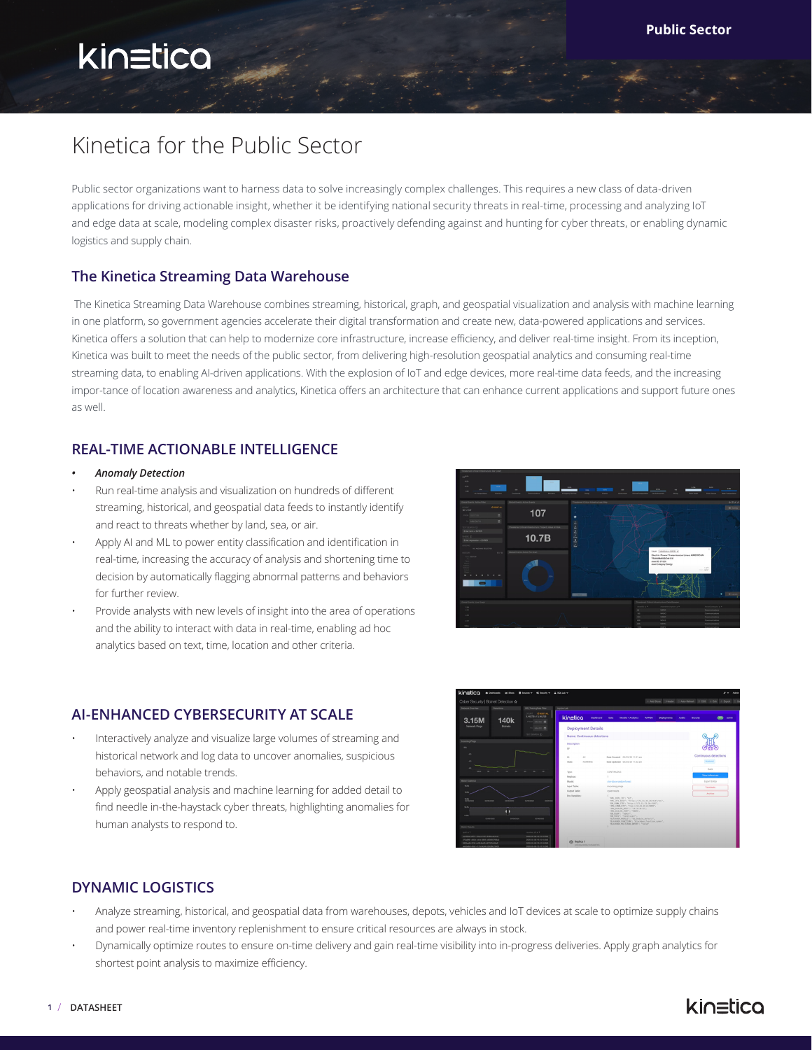# Kinetica for the Public Sector

Public sector organizations want to harness data to solve increasingly complex challenges. This requires a new class of data-driven applications for driving actionable insight, whether it be identifying national security threats in real-time, processing and analyzing IoT and edge data at scale, modeling complex disaster risks, proactively defending against and hunting for cyber threats, or enabling dynamic logistics and supply chain.

## The Kinetica Streaming Data Warehouse

The Kinetica Streaming Data Warehouse combines streaming, historical, graph, and geospatial visualization and analysis with machine learning in one platform, so government agencies accelerate their digital transformation and create new, data-powered applications and services. Kinetica offers a solution that can help to modernize core infrastructure, increase efficiency, and deliver real-time insight. From its inception, Kinetica was built to meet the needs of the public sector, from delivering high-resolution geospatial analytics and consuming real-time streaming data, to enabling AI-driven applications. With the explosion of IoT and edge devices, more real-time data feeds, and the increasing impor-tance of location awareness and analytics, Kinetica offers an architecture that can enhance current applications and support future ones as well.

## REAL-TIME ACTIONABLE INTELLIGENCE

- ***Anomaly Detection***
- Run real-time analysis and visualization on hundreds of different streaming, historical, and geospatial data feeds to instantly identify and react to threats whether by land, sea, or air.
- Apply AI and ML to power entity classification and identification in real-time, increasing the accuracy of analysis and shortening time to decision by automatically flagging abnormal patterns and behaviors for further review.
- Provide analysts with new levels of insight into the area of operations and the ability to interact with data in real-time, enabling ad hoc analytics based on text, time, location and other criteria.

## AI-ENHANCED CYBERSECURITY AT SCALE

- Interactively analyze and visualize large volumes of streaming and historical network and log data to uncover anomalies, suspicious behaviors, and notable trends.
- Apply geospatial analysis and machine learning for added detail to find needle in-the-haystack cyber threats, highlighting anomalies for human analysts to respond to.

## DYNAMIC LOGISTICS

- Analyze streaming, historical, and geospatial data from warehouses, depots, vehicles and IoT devices at scale to optimize supply chains and power real-time inventory replenishment to ensure critical resources are always in stock.
- Dynamically optimize routes to ensure on-time delivery and gain real-time visibility into in-progress deliveries. Apply graph analytics for shortest point analysis to maximize efficiency.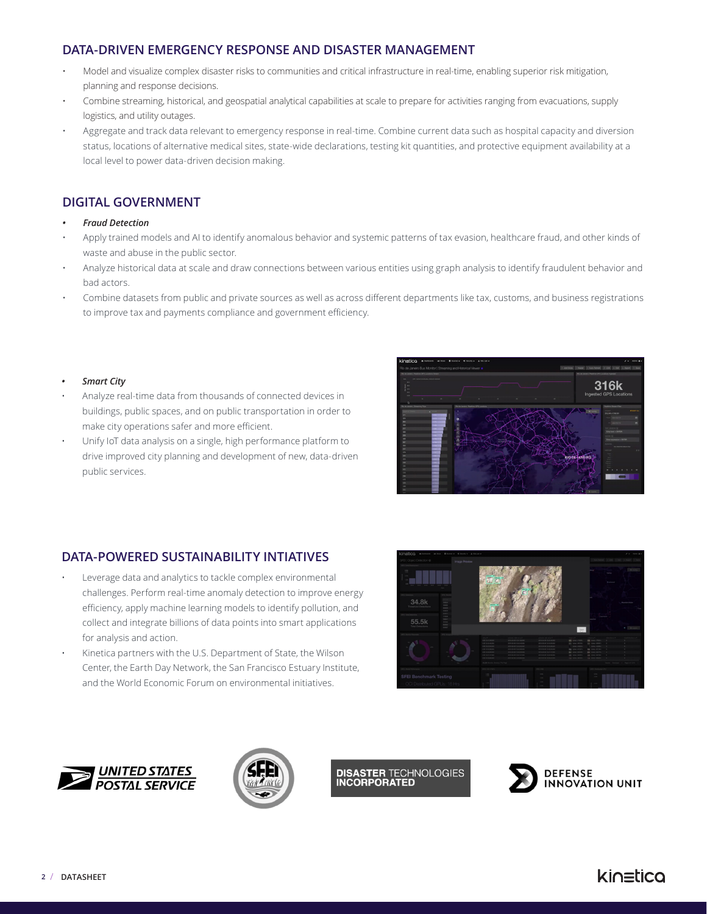## DATA-DRIVEN EMERGENCY RESPONSE AND DISASTER MANAGEMENT

- Model and visualize complex disaster risks to communities and critical infrastructure in real-time, enabling superior risk mitigation, planning and response decisions.
- Combine streaming, historical, and geospatial analytical capabilities at scale to prepare for activities ranging from evacuations, supply logistics, and utility outages.
- Aggregate and track data relevant to emergency response in real-time. Combine current data such as hospital capacity and diversion status, locations of alternative medical sites, state-wide declarations, testing kit quantities, and protective equipment availability at a local level to power data-driven decision making.

## DIGITAL GOVERNMENT

- ***Fraud Detection***
- Apply trained models and AI to identify anomalous behavior and systemic patterns of tax evasion, healthcare fraud, and other kinds of waste and abuse in the public sector.
- Analyze historical data at scale and draw connections between various entities using graph analysis to identify fraudulent behavior and bad actors.
- Combine datasets from public and private sources as well as across different departments like tax, customs, and business registrations to improve tax and payments compliance and government efficiency.

- ***Smart City***
- Analyze real-time data from thousands of connected devices in buildings, public spaces, and on public transportation in order to make city operations safer and more efficient.
- Unify IoT data analysis on a single, high performance platform to drive improved city planning and development of new, data-driven public services.

## DATA-POWERED SUSTAINABILITY INTIATIVES

- Leverage data and analytics to tackle complex environmental challenges. Perform real-time anomaly detection to improve energy efficiency, apply machine learning models to identify pollution, and collect and integrate billions of data points into smart applications for analysis and action.
- Kinetica partners with the U.S. Department of State, the Wilson Center, the Earth Day Network, the San Francisco Estuary Institute, and the World Economic Forum on environmental initiatives.

UNITED STATES POSTAL SERVICE

SFEI

DISASTER TECHNOLOGIES INCORPORATED

DEFENSE INNOVATION UNIT